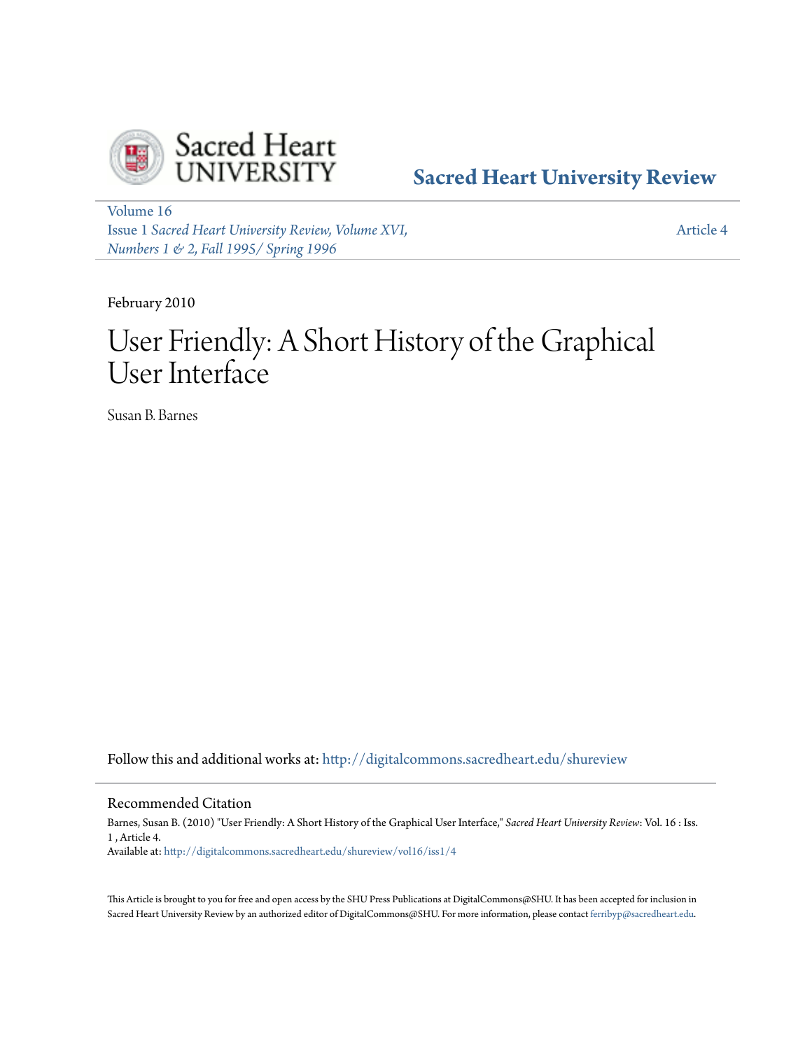Sacred Heart UNIVERSITY

**Sacred Heart University Review**

Volume 16
Issue 1 *Sacred Heart University Review, Volume XVI, Numbers 1 & 2, Fall 1995/ Spring 1996*

Article 4

February 2010

# User Friendly: A Short History of the Graphical User Interface

Susan B. Barnes

Follow this and additional works at: http://digitalcommons.sacredheart.edu/shureview

## Recommended Citation

Barnes, Susan B. (2010) "User Friendly: A Short History of the Graphical User Interface," *Sacred Heart University Review*: Vol. 16 : Iss. 1 , Article 4.
Available at: http://digitalcommons.sacredheart.edu/shureview/vol16/iss1/4

This Article is brought to you for free and open access by the SHU Press Publications at DigitalCommons@SHU. It has been accepted for inclusion in Sacred Heart University Review by an authorized editor of DigitalCommons@SHU. For more information, please contact ferribyp@sacredheart.edu.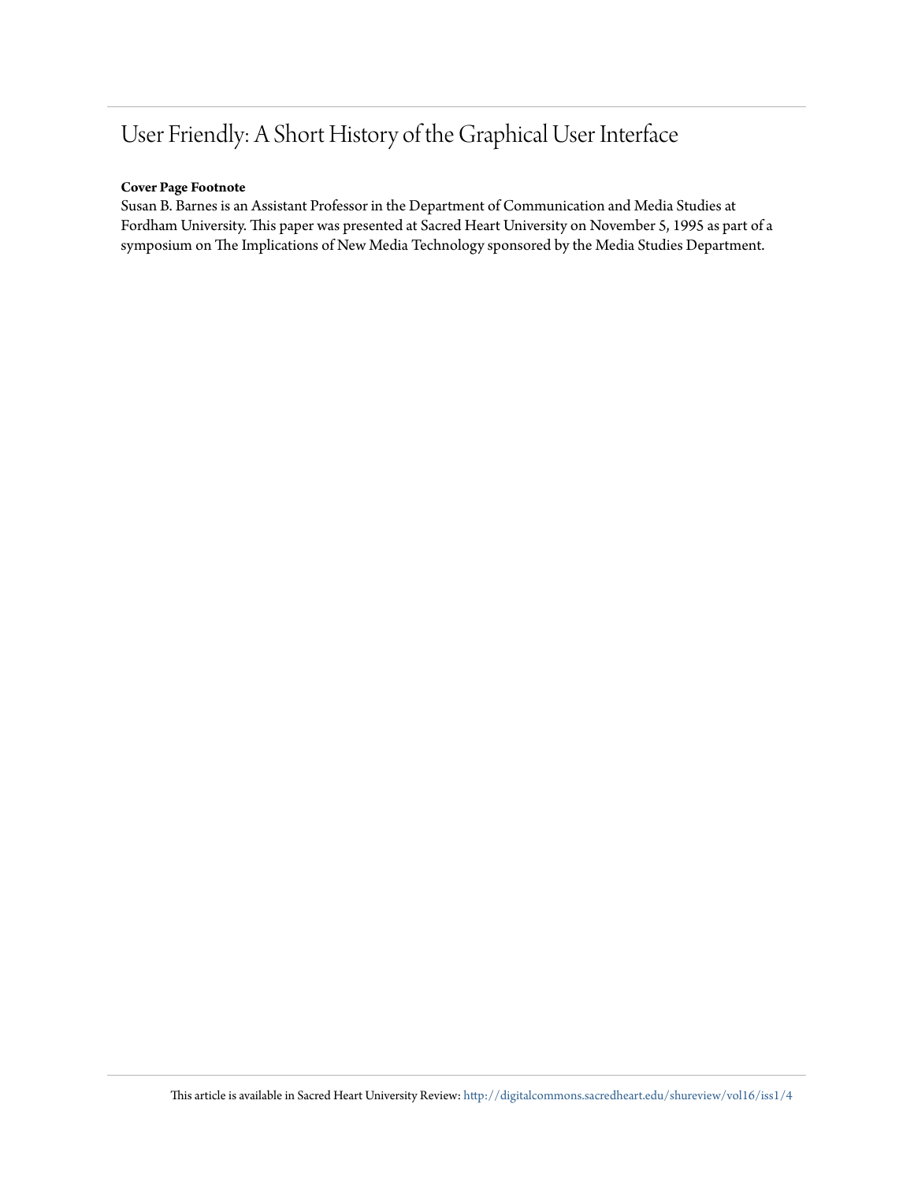# User Friendly: A Short History of the Graphical User Interface

**Cover Page Footnote**

Susan B. Barnes is an Assistant Professor in the Department of Communication and Media Studies at Fordham University. This paper was presented at Sacred Heart University on November 5, 1995 as part of a symposium on The Implications of New Media Technology sponsored by the Media Studies Department.

This article is available in Sacred Heart University Review: http://digitalcommons.sacredheart.edu/shureview/vol16/iss1/4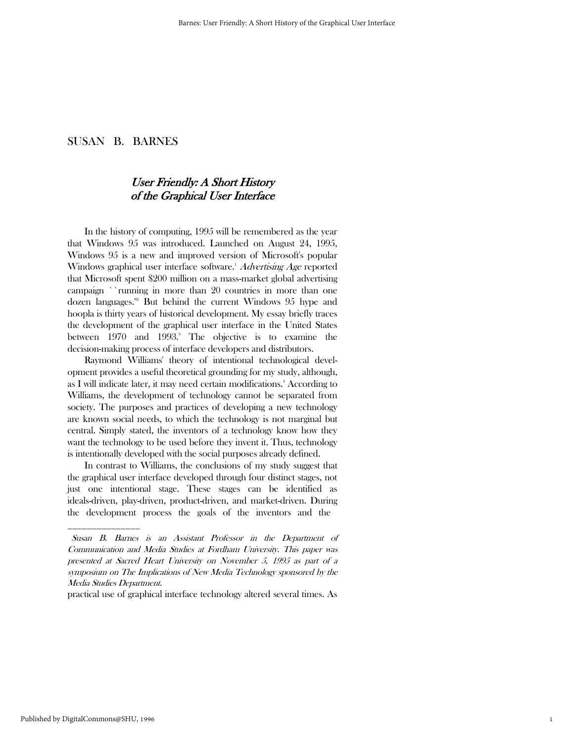SUSAN B. BARNES

# *User Friendly: A Short History of the Graphical User Interface*

In the history of computing, 1995 will be remembered as the year that Windows 95 was introduced. Launched on August 24, 1995, Windows 95 is a new and improved version of Microsoft's popular Windows graphical user interface software.[1] *Advertising Age* reported that Microsoft spent $200 million on a mass-market global advertising campaign ``running in more than 20 countries in more than one dozen languages."[2] But behind the current Windows 95 hype and hoopla is thirty years of historical development. My essay briefly traces the development of the graphical user interface in the United States between 1970 and 1993.[3] The objective is to examine the decision-making process of interface developers and distributors.

Raymond Williams' theory of intentional technological development provides a useful theoretical grounding for my study, although, as I will indicate later, it may need certain modifications.[4] According to Williams, the development of technology cannot be separated from society. The purposes and practices of developing a new technology are known social needs, to which the technology is not marginal but central. Simply stated, the inventors of a technology know how they want the technology to be used before they invent it. Thus, technology is intentionally developed with the social purposes already defined.

In contrast to Williams, the conclusions of my study suggest that the graphical user interface developed through four distinct stages, not just one intentional stage. These stages can be identified as ideals-driven, play-driven, product-driven, and market-driven. During the development process the goals of the inventors and the practical use of graphical interface technology altered several times. As

---

*Susan B. Barnes is an Assistant Professor in the Department of Communication and Media Studies at Fordham University. This paper was presented at Sacred Heart University on November 5, 1995 as part of a symposium on The Implications of New Media Technology sponsored by the Media Studies Department.*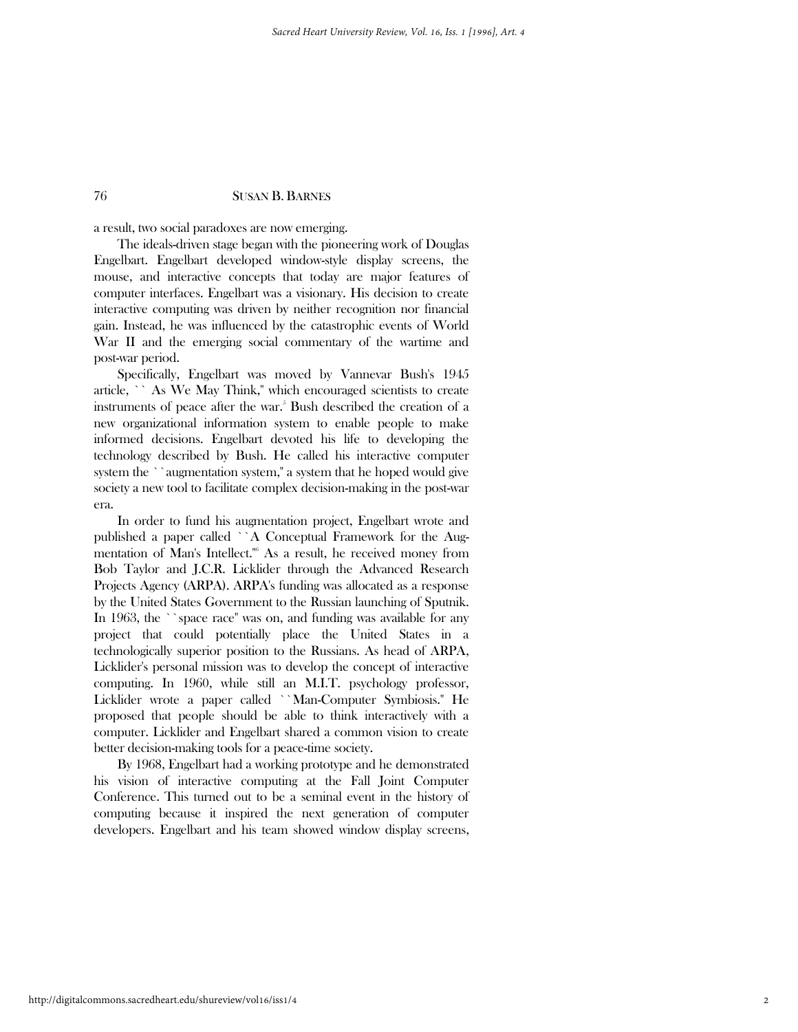a result, two social paradoxes are now emerging.

The ideals-driven stage began with the pioneering work of Douglas Engelbart. Engelbart developed window-style display screens, the mouse, and interactive concepts that today are major features of computer interfaces. Engelbart was a visionary. His decision to create interactive computing was driven by neither recognition nor financial gain. Instead, he was influenced by the catastrophic events of World War II and the emerging social commentary of the wartime and post-war period.

Specifically, Engelbart was moved by Vannevar Bush's 1945 article, ``As We May Think,'' which encouraged scientists to create instruments of peace after the war.[5] Bush described the creation of a new organizational information system to enable people to make informed decisions. Engelbart devoted his life to developing the technology described by Bush. He called his interactive computer system the ``augmentation system,'' a system that he hoped would give society a new tool to facilitate complex decision-making in the post-war era.

In order to fund his augmentation project, Engelbart wrote and published a paper called ``A Conceptual Framework for the Augmentation of Man's Intellect.''[6] As a result, he received money from Bob Taylor and J.C.R. Licklider through the Advanced Research Projects Agency (ARPA). ARPA's funding was allocated as a response by the United States Government to the Russian launching of Sputnik. In 1963, the ``space race'' was on, and funding was available for any project that could potentially place the United States in a technologically superior position to the Russians. As head of ARPA, Licklider's personal mission was to develop the concept of interactive computing. In 1960, while still an M.I.T. psychology professor, Licklider wrote a paper called ``Man-Computer Symbiosis.'' He proposed that people should be able to think interactively with a computer. Licklider and Engelbart shared a common vision to create better decision-making tools for a peace-time society.

By 1968, Engelbart had a working prototype and he demonstrated his vision of interactive computing at the Fall Joint Computer Conference. This turned out to be a seminal event in the history of computing because it inspired the next generation of computer developers. Engelbart and his team showed window display screens,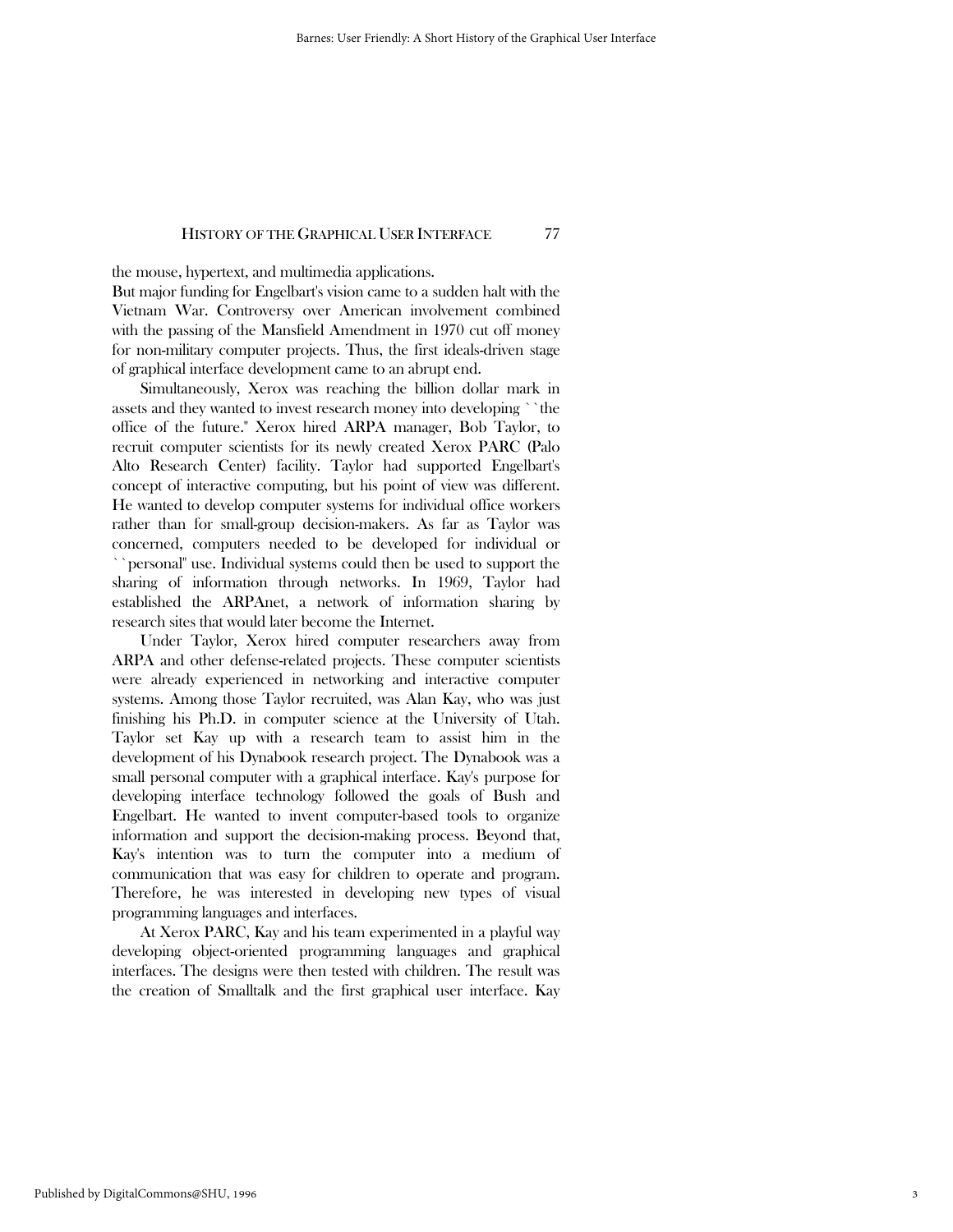the mouse, hypertext, and multimedia applications.

But major funding for Engelbart's vision came to a sudden halt with the Vietnam War. Controversy over American involvement combined with the passing of the Mansfield Amendment in 1970 cut off money for non-military computer projects. Thus, the first ideals-driven stage of graphical interface development came to an abrupt end.

Simultaneously, Xerox was reaching the billion dollar mark in assets and they wanted to invest research money into developing ``the office of the future.'' Xerox hired ARPA manager, Bob Taylor, to recruit computer scientists for its newly created Xerox PARC (Palo Alto Research Center) facility. Taylor had supported Engelbart's concept of interactive computing, but his point of view was different. He wanted to develop computer systems for individual office workers rather than for small-group decision-makers. As far as Taylor was concerned, computers needed to be developed for individual or ``personal'' use. Individual systems could then be used to support the sharing of information through networks. In 1969, Taylor had established the ARPAnet, a network of information sharing by research sites that would later become the Internet.

Under Taylor, Xerox hired computer researchers away from ARPA and other defense-related projects. These computer scientists were already experienced in networking and interactive computer systems. Among those Taylor recruited, was Alan Kay, who was just finishing his Ph.D. in computer science at the University of Utah. Taylor set Kay up with a research team to assist him in the development of his Dynabook research project. The Dynabook was a small personal computer with a graphical interface. Kay's purpose for developing interface technology followed the goals of Bush and Engelbart. He wanted to invent computer-based tools to organize information and support the decision-making process. Beyond that, Kay's intention was to turn the computer into a medium of communication that was easy for children to operate and program. Therefore, he was interested in developing new types of visual programming languages and interfaces.

At Xerox PARC, Kay and his team experimented in a playful way developing object-oriented programming languages and graphical interfaces. The designs were then tested with children. The result was the creation of Smalltalk and the first graphical user interface. Kay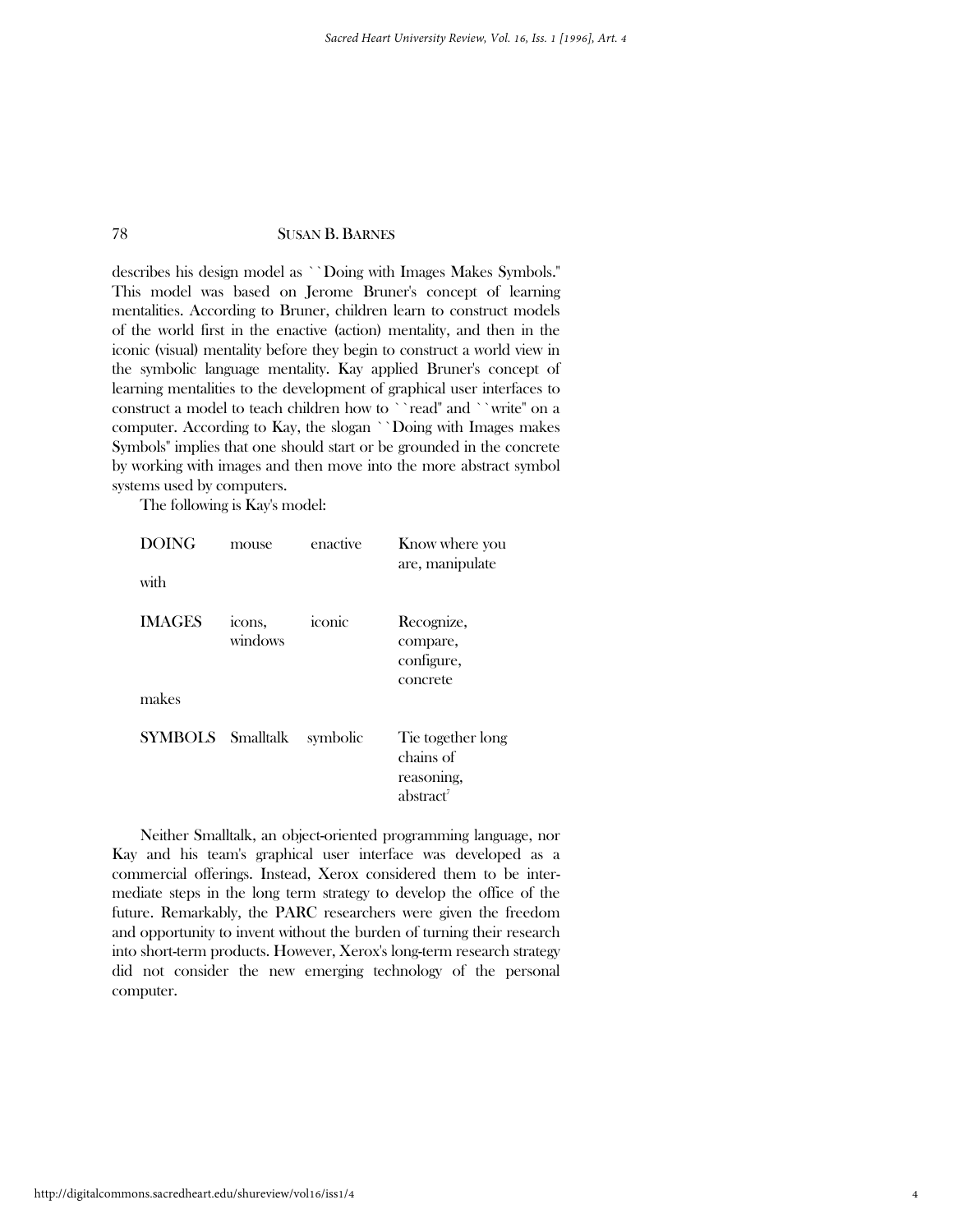describes his design model as ``Doing with Images Makes Symbols.'' This model was based on Jerome Bruner's concept of learning mentalities. According to Bruner, children learn to construct models of the world first in the enactive (action) mentality, and then in the iconic (visual) mentality before they begin to construct a world view in the symbolic language mentality. Kay applied Bruner's concept of learning mentalities to the development of graphical user interfaces to construct a model to teach children how to ``read'' and ``write'' on a computer. According to Kay, the slogan ``Doing with Images makes Symbols'' implies that one should start or be grounded in the concrete by working with images and then move into the more abstract symbol systems used by computers.

The following is Kay's model:

| | | | |
|---|---|---|---|
| DOING | mouse | enactive | Know where you are, manipulate |
| with | | | |
| IMAGES | icons, windows | iconic | Recognize, compare, configure, concrete |
| makes | | | |
| SYMBOLS | Smalltalk | symbolic | Tie together long chains of reasoning, abstract[7] |

Neither Smalltalk, an object-oriented programming language, nor Kay and his team's graphical user interface was developed as a commercial offerings. Instead, Xerox considered them to be intermediate steps in the long term strategy to develop the office of the future. Remarkably, the PARC researchers were given the freedom and opportunity to invent without the burden of turning their research into short-term products. However, Xerox's long-term research strategy did not consider the new emerging technology of the personal computer.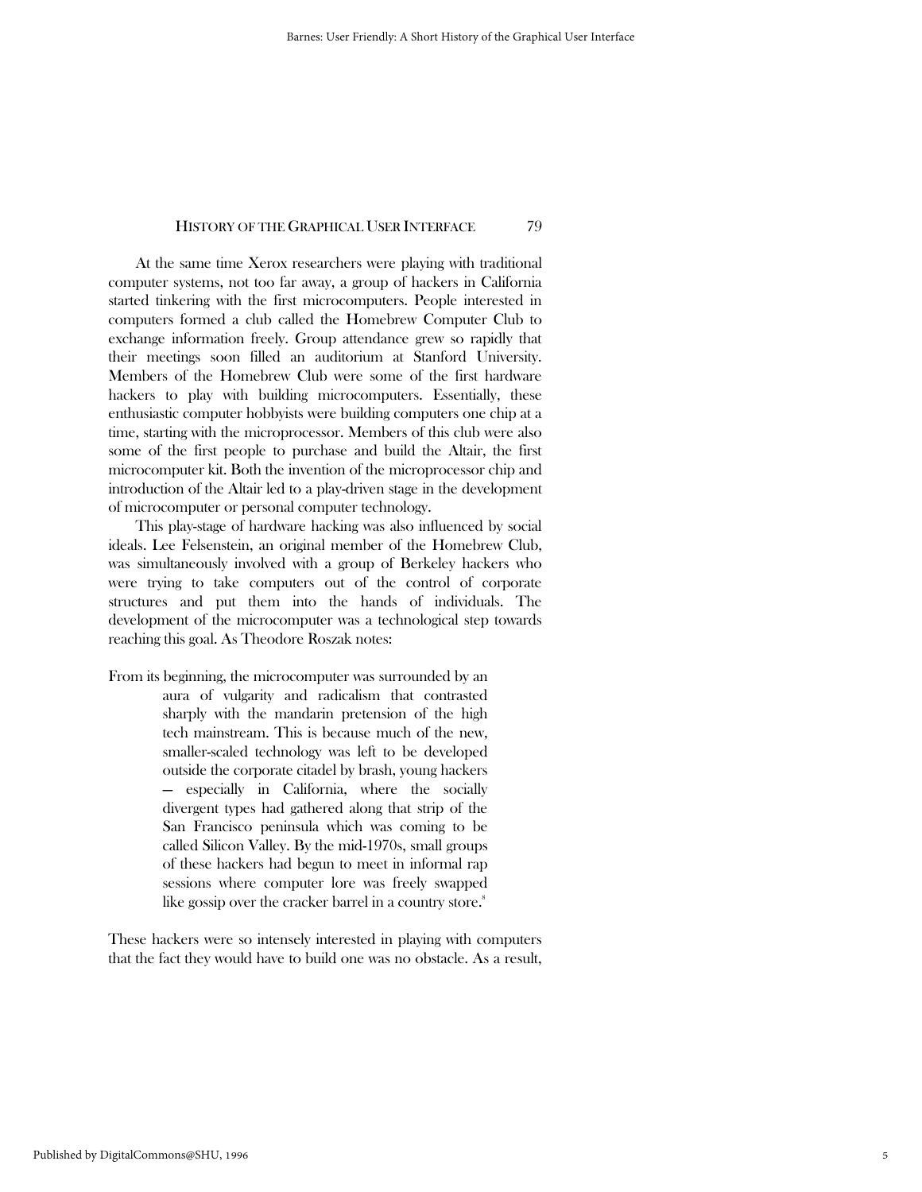At the same time Xerox researchers were playing with traditional computer systems, not too far away, a group of hackers in California started tinkering with the first microcomputers. People interested in computers formed a club called the Homebrew Computer Club to exchange information freely. Group attendance grew so rapidly that their meetings soon filled an auditorium at Stanford University. Members of the Homebrew Club were some of the first hardware hackers to play with building microcomputers. Essentially, these enthusiastic computer hobbyists were building computers one chip at a time, starting with the microprocessor. Members of this club were also some of the first people to purchase and build the Altair, the first microcomputer kit. Both the invention of the microprocessor chip and introduction of the Altair led to a play-driven stage in the development of microcomputer or personal computer technology.

This play-stage of hardware hacking was also influenced by social ideals. Lee Felsenstein, an original member of the Homebrew Club, was simultaneously involved with a group of Berkeley hackers who were trying to take computers out of the control of corporate structures and put them into the hands of individuals. The development of the microcomputer was a technological step towards reaching this goal. As Theodore Roszak notes:

> From its beginning, the microcomputer was surrounded by an aura of vulgarity and radicalism that contrasted sharply with the mandarin pretension of the high tech mainstream. This is because much of the new, smaller-scaled technology was left to be developed outside the corporate citadel by brash, young hackers — especially in California, where the socially divergent types had gathered along that strip of the San Francisco peninsula which was coming to be called Silicon Valley. By the mid-1970s, small groups of these hackers had begun to meet in informal rap sessions where computer lore was freely swapped like gossip over the cracker barrel in a country store.[8]

These hackers were so intensely interested in playing with computers that the fact they would have to build one was no obstacle. As a result,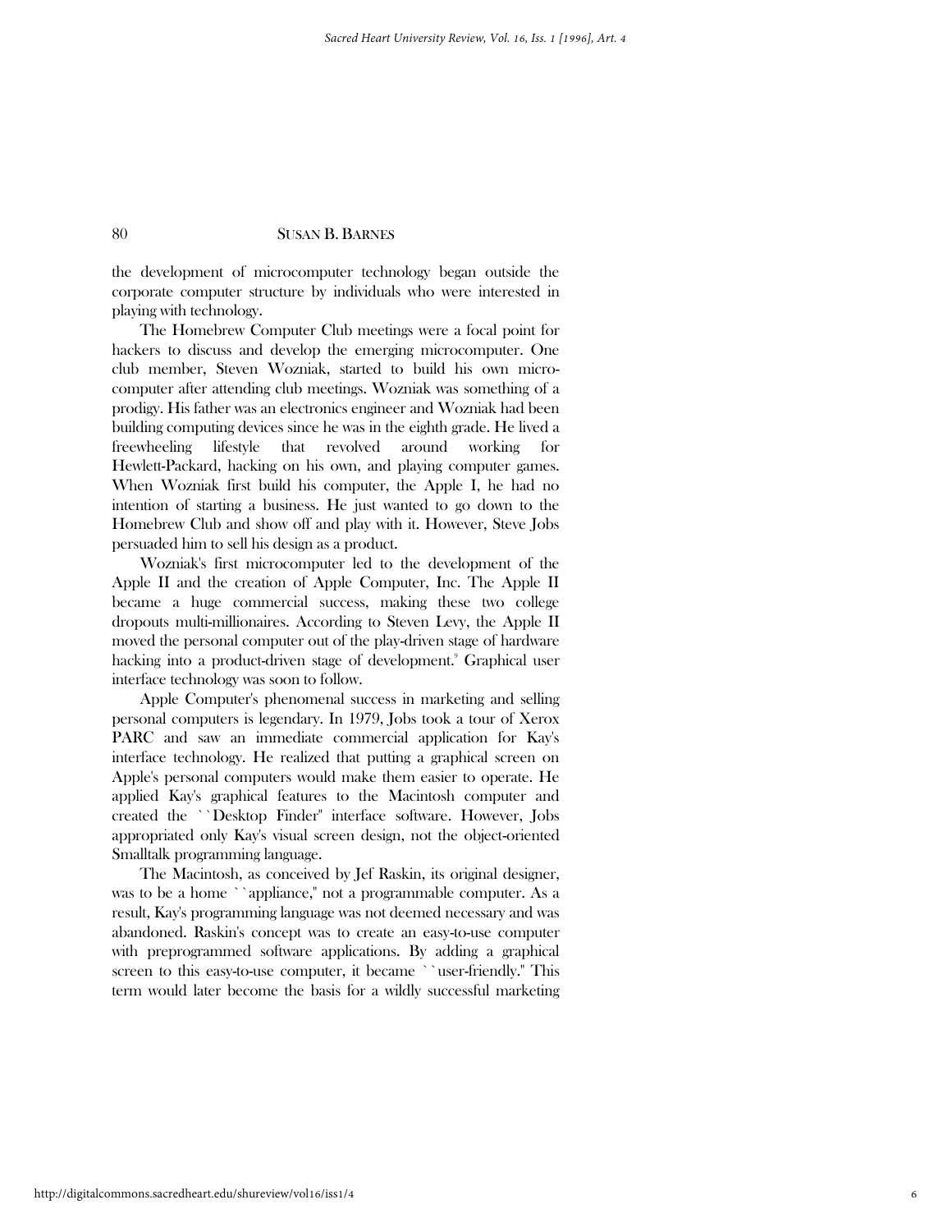the development of microcomputer technology began outside the corporate computer structure by individuals who were interested in playing with technology.

The Homebrew Computer Club meetings were a focal point for hackers to discuss and develop the emerging microcomputer. One club member, Steven Wozniak, started to build his own microcomputer after attending club meetings. Wozniak was something of a prodigy. His father was an electronics engineer and Wozniak had been building computing devices since he was in the eighth grade. He lived a freewheeling lifestyle that revolved around working for Hewlett-Packard, hacking on his own, and playing computer games. When Wozniak first build his computer, the Apple I, he had no intention of starting a business. He just wanted to go down to the Homebrew Club and show off and play with it. However, Steve Jobs persuaded him to sell his design as a product.

Wozniak's first microcomputer led to the development of the Apple II and the creation of Apple Computer, Inc. The Apple II became a huge commercial success, making these two college dropouts multi-millionaires. According to Steven Levy, the Apple II moved the personal computer out of the play-driven stage of hardware hacking into a product-driven stage of development.[9] Graphical user interface technology was soon to follow.

Apple Computer's phenomenal success in marketing and selling personal computers is legendary. In 1979, Jobs took a tour of Xerox PARC and saw an immediate commercial application for Kay's interface technology. He realized that putting a graphical screen on Apple's personal computers would make them easier to operate. He applied Kay's graphical features to the Macintosh computer and created the ``Desktop Finder'' interface software. However, Jobs appropriated only Kay's visual screen design, not the object-oriented Smalltalk programming language.

The Macintosh, as conceived by Jef Raskin, its original designer, was to be a home ``appliance,'' not a programmable computer. As a result, Kay's programming language was not deemed necessary and was abandoned. Raskin's concept was to create an easy-to-use computer with preprogrammed software applications. By adding a graphical screen to this easy-to-use computer, it became ``user-friendly.'' This term would later become the basis for a wildly successful marketing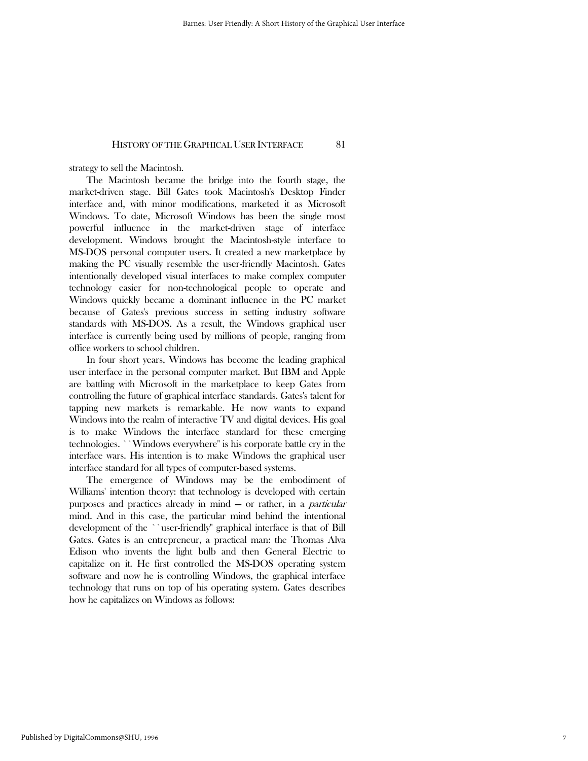strategy to sell the Macintosh.

The Macintosh became the bridge into the fourth stage, the market-driven stage. Bill Gates took Macintosh's Desktop Finder interface and, with minor modifications, marketed it as Microsoft Windows. To date, Microsoft Windows has been the single most powerful influence in the market-driven stage of interface development. Windows brought the Macintosh-style interface to MS-DOS personal computer users. It created a new marketplace by making the PC visually resemble the user-friendly Macintosh. Gates intentionally developed visual interfaces to make complex computer technology easier for non-technological people to operate and Windows quickly became a dominant influence in the PC market because of Gates's previous success in setting industry software standards with MS-DOS. As a result, the Windows graphical user interface is currently being used by millions of people, ranging from office workers to school children.

In four short years, Windows has become the leading graphical user interface in the personal computer market. But IBM and Apple are battling with Microsoft in the marketplace to keep Gates from controlling the future of graphical interface standards. Gates's talent for tapping new markets is remarkable. He now wants to expand Windows into the realm of interactive TV and digital devices. His goal is to make Windows the interface standard for these emerging technologies. ``Windows everywhere'' is his corporate battle cry in the interface wars. His intention is to make Windows the graphical user interface standard for all types of computer-based systems.

The emergence of Windows may be the embodiment of Williams' intention theory: that technology is developed with certain purposes and practices already in mind — or rather, in a *particular* mind. And in this case, the particular mind behind the intentional development of the ``user-friendly'' graphical interface is that of Bill Gates. Gates is an entrepreneur, a practical man: the Thomas Alva Edison who invents the light bulb and then General Electric to capitalize on it. He first controlled the MS-DOS operating system software and now he is controlling Windows, the graphical interface technology that runs on top of his operating system. Gates describes how he capitalizes on Windows as follows: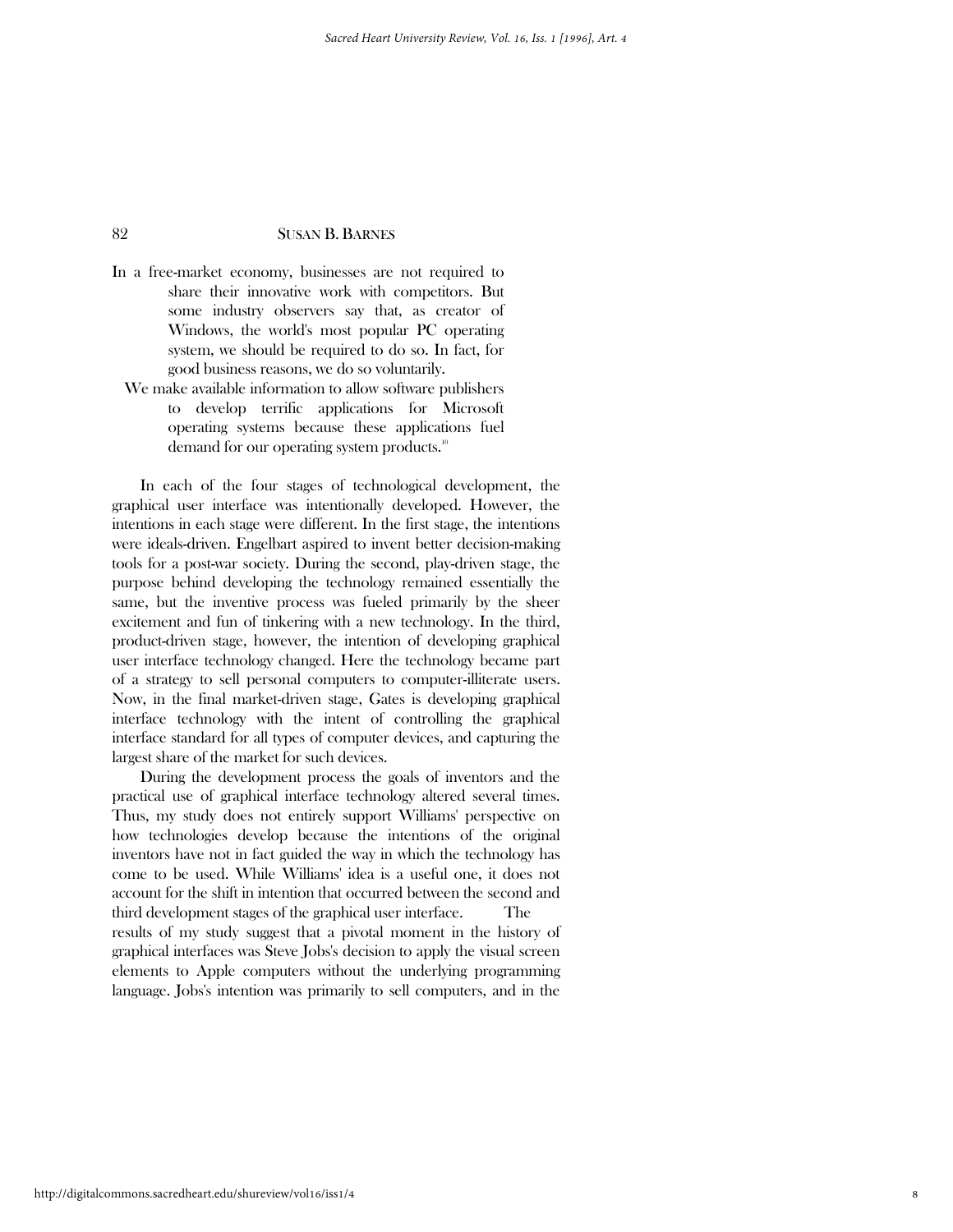In a free-market economy, businesses are not required to share their innovative work with competitors. But some industry observers say that, as creator of Windows, the world's most popular PC operating system, we should be required to do so. In fact, for good business reasons, we do so voluntarily.

We make available information to allow software publishers to develop terrific applications for Microsoft operating systems because these applications fuel demand for our operating system products.[10]

In each of the four stages of technological development, the graphical user interface was intentionally developed. However, the intentions in each stage were different. In the first stage, the intentions were ideals-driven. Engelbart aspired to invent better decision-making tools for a post-war society. During the second, play-driven stage, the purpose behind developing the technology remained essentially the same, but the inventive process was fueled primarily by the sheer excitement and fun of tinkering with a new technology. In the third, product-driven stage, however, the intention of developing graphical user interface technology changed. Here the technology became part of a strategy to sell personal computers to computer-illiterate users. Now, in the final market-driven stage, Gates is developing graphical interface technology with the intent of controlling the graphical interface standard for all types of computer devices, and capturing the largest share of the market for such devices.

During the development process the goals of inventors and the practical use of graphical interface technology altered several times. Thus, my study does not entirely support Williams' perspective on how technologies develop because the intentions of the original inventors have not in fact guided the way in which the technology has come to be used. While Williams' idea is a useful one, it does not account for the shift in intention that occurred between the second and third development stages of the graphical user interface.

The results of my study suggest that a pivotal moment in the history of graphical interfaces was Steve Jobs's decision to apply the visual screen elements to Apple computers without the underlying programming language. Jobs's intention was primarily to sell computers, and in the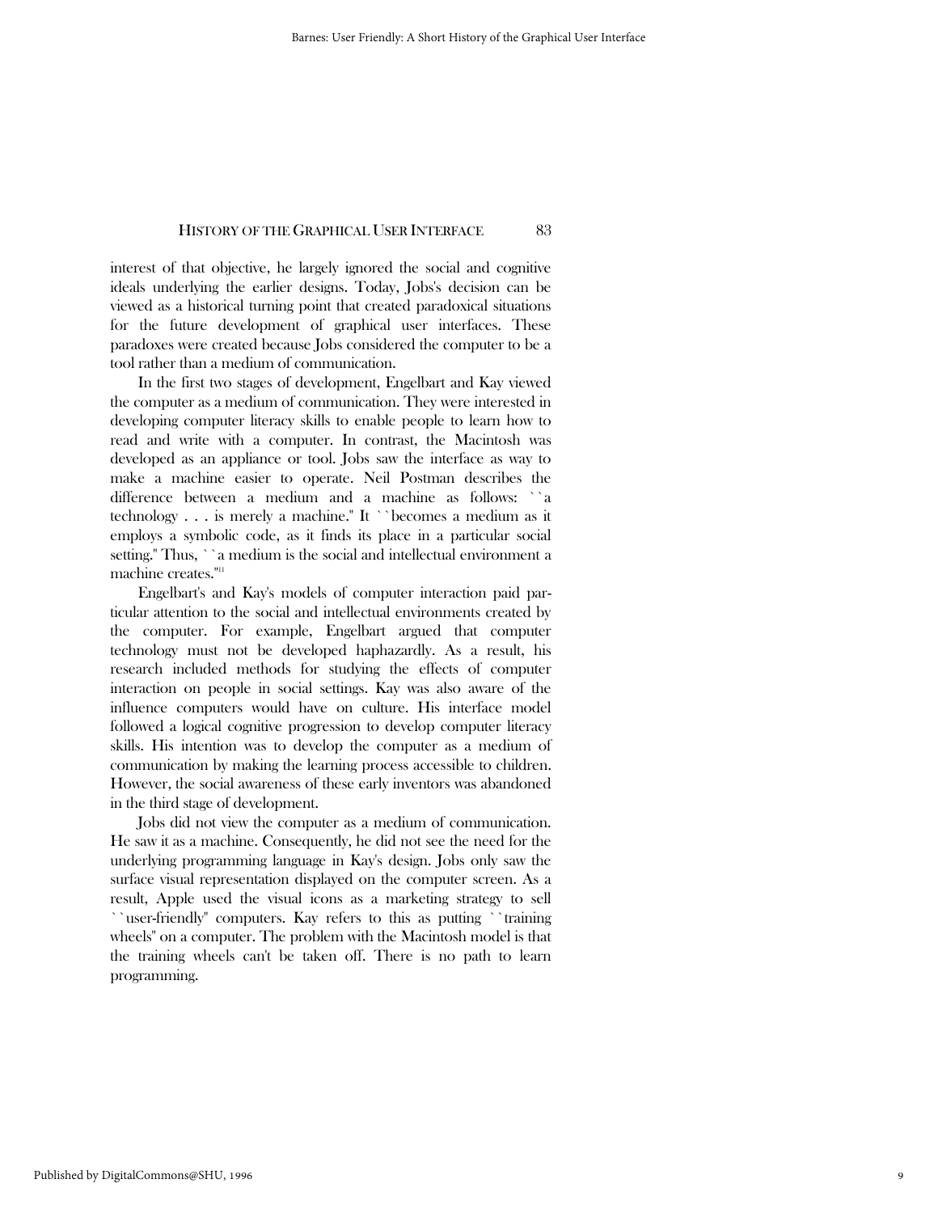interest of that objective, he largely ignored the social and cognitive ideals underlying the earlier designs. Today, Jobs's decision can be viewed as a historical turning point that created paradoxical situations for the future development of graphical user interfaces. These paradoxes were created because Jobs considered the computer to be a tool rather than a medium of communication.

In the first two stages of development, Engelbart and Kay viewed the computer as a medium of communication. They were interested in developing computer literacy skills to enable people to learn how to read and write with a computer. In contrast, the Macintosh was developed as an appliance or tool. Jobs saw the interface as way to make a machine easier to operate. Neil Postman describes the difference between a medium and a machine as follows: "a technology . . . is merely a machine." It "becomes a medium as it employs a symbolic code, as it finds its place in a particular social setting." Thus, "a medium is the social and intellectual environment a machine creates."[11]

Engelbart's and Kay's models of computer interaction paid particular attention to the social and intellectual environments created by the computer. For example, Engelbart argued that computer technology must not be developed haphazardly. As a result, his research included methods for studying the effects of computer interaction on people in social settings. Kay was also aware of the influence computers would have on culture. His interface model followed a logical cognitive progression to develop computer literacy skills. His intention was to develop the computer as a medium of communication by making the learning process accessible to children. However, the social awareness of these early inventors was abandoned in the third stage of development.

Jobs did not view the computer as a medium of communication. He saw it as a machine. Consequently, he did not see the need for the underlying programming language in Kay's design. Jobs only saw the surface visual representation displayed on the computer screen. As a result, Apple used the visual icons as a marketing strategy to sell "user-friendly" computers. Kay refers to this as putting "training wheels" on a computer. The problem with the Macintosh model is that the training wheels can't be taken off. There is no path to learn programming.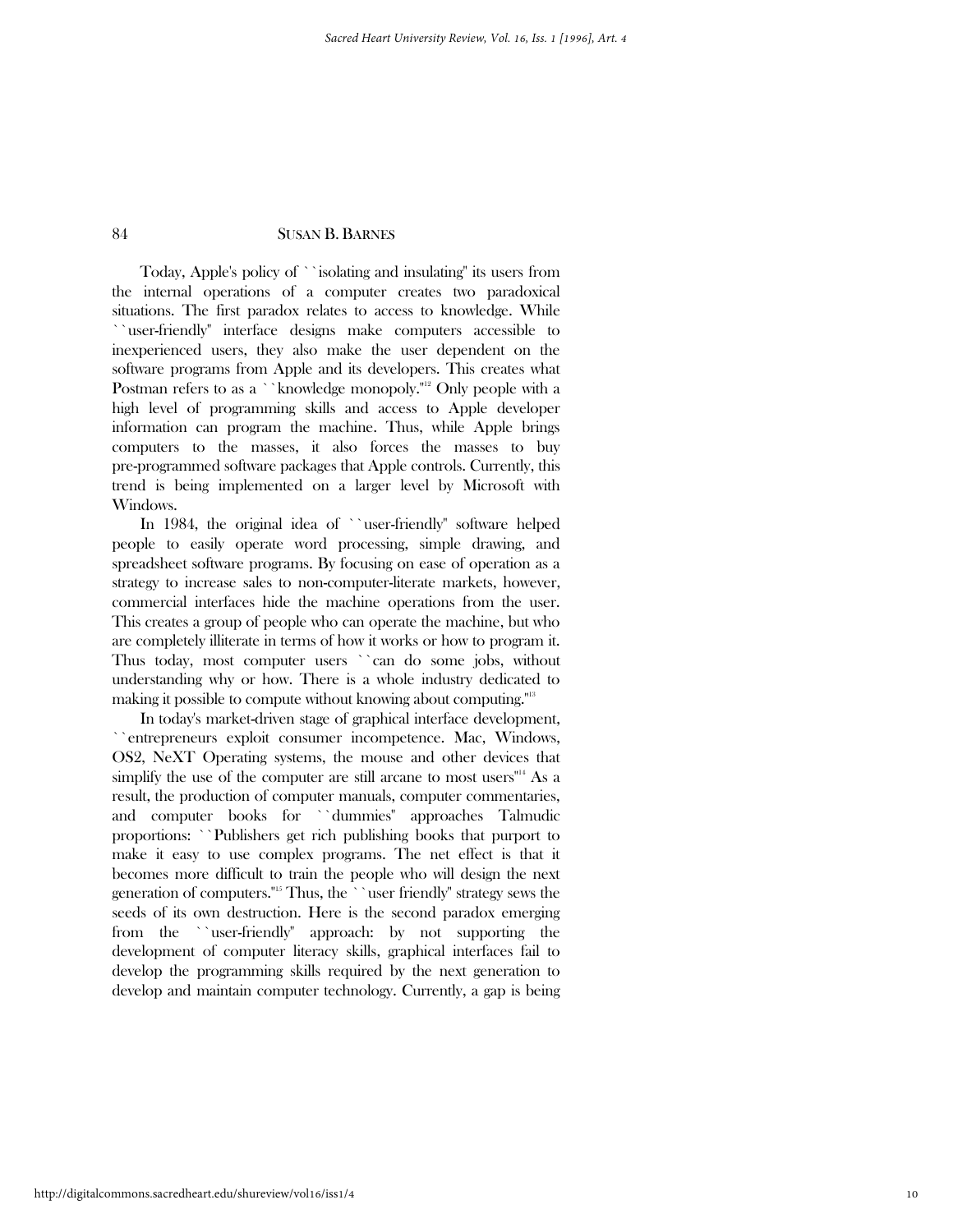Today, Apple's policy of ``isolating and insulating'' its users from the internal operations of a computer creates two paradoxical situations. The first paradox relates to access to knowledge. While ``user-friendly'' interface designs make computers accessible to inexperienced users, they also make the user dependent on the software programs from Apple and its developers. This creates what Postman refers to as a ``knowledge monopoly.''[12] Only people with a high level of programming skills and access to Apple developer information can program the machine. Thus, while Apple brings computers to the masses, it also forces the masses to buy pre-programmed software packages that Apple controls. Currently, this trend is being implemented on a larger level by Microsoft with Windows.

In 1984, the original idea of ``user-friendly'' software helped people to easily operate word processing, simple drawing, and spreadsheet software programs. By focusing on ease of operation as a strategy to increase sales to non-computer-literate markets, however, commercial interfaces hide the machine operations from the user. This creates a group of people who can operate the machine, but who are completely illiterate in terms of how it works or how to program it. Thus today, most computer users ``can do some jobs, without understanding why or how. There is a whole industry dedicated to making it possible to compute without knowing about computing.''[13]

In today's market-driven stage of graphical interface development, ``entrepreneurs exploit consumer incompetence. Mac, Windows, OS2, NeXT Operating systems, the mouse and other devices that simplify the use of the computer are still arcane to most users''[14] As a result, the production of computer manuals, computer commentaries, and computer books for ``dummies'' approaches Talmudic proportions: ``Publishers get rich publishing books that purport to make it easy to use complex programs. The net effect is that it becomes more difficult to train the people who will design the next generation of computers.''[15] Thus, the ``user friendly'' strategy sews the seeds of its own destruction. Here is the second paradox emerging from the ``user-friendly'' approach: by not supporting the development of computer literacy skills, graphical interfaces fail to develop the programming skills required by the next generation to develop and maintain computer technology. Currently, a gap is being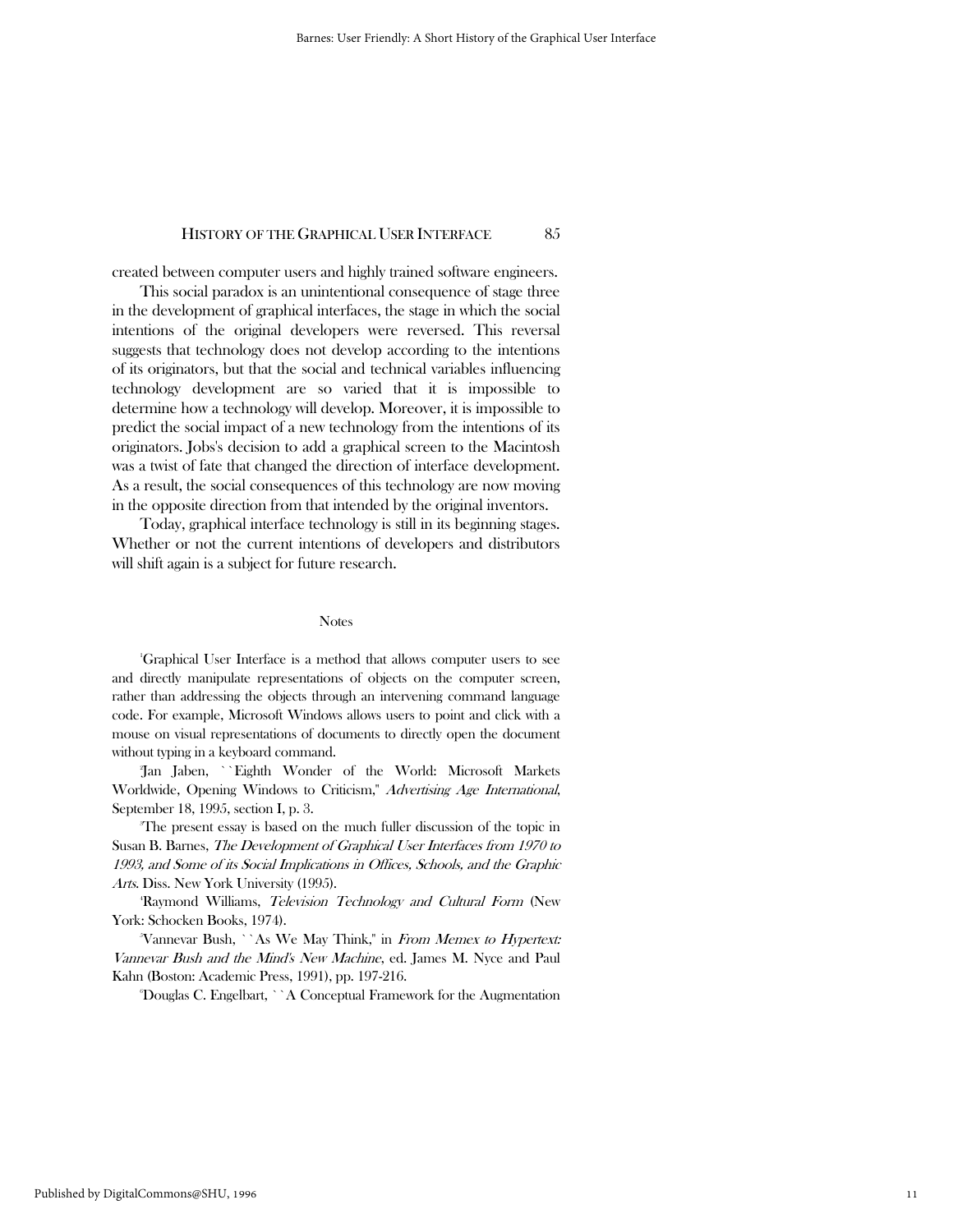created between computer users and highly trained software engineers.

This social paradox is an unintentional consequence of stage three in the development of graphical interfaces, the stage in which the social intentions of the original developers were reversed. This reversal suggests that technology does not develop according to the intentions of its originators, but that the social and technical variables influencing technology development are so varied that it is impossible to determine how a technology will develop. Moreover, it is impossible to predict the social impact of a new technology from the intentions of its originators. Jobs's decision to add a graphical screen to the Macintosh was a twist of fate that changed the direction of interface development. As a result, the social consequences of this technology are now moving in the opposite direction from that intended by the original inventors.

Today, graphical interface technology is still in its beginning stages. Whether or not the current intentions of developers and distributors will shift again is a subject for future research.

## Notes

[1]Graphical User Interface is a method that allows computer users to see and directly manipulate representations of objects on the computer screen, rather than addressing the objects through an intervening command language code. For example, Microsoft Windows allows users to point and click with a mouse on visual representations of documents to directly open the document without typing in a keyboard command.

[2]Jan Jaben, ``Eighth Wonder of the World: Microsoft Markets Worldwide, Opening Windows to Criticism," *Advertising Age International*, September 18, 1995, section I, p. 3.

[3]The present essay is based on the much fuller discussion of the topic in Susan B. Barnes, *The Development of Graphical User Interfaces from 1970 to 1993, and Some of its Social Implications in Offices, Schools, and the Graphic Arts*. Diss. New York University (1995).

[4]Raymond Williams, *Television Technology and Cultural Form* (New York: Schocken Books, 1974).

[5]Vannevar Bush, ``As We May Think," in *From Memex to Hypertext: Vannevar Bush and the Mind's New Machine*, ed. James M. Nyce and Paul Kahn (Boston: Academic Press, 1991), pp. 197-216.

[6]Douglas C. Engelbart, ``A Conceptual Framework for the Augmentation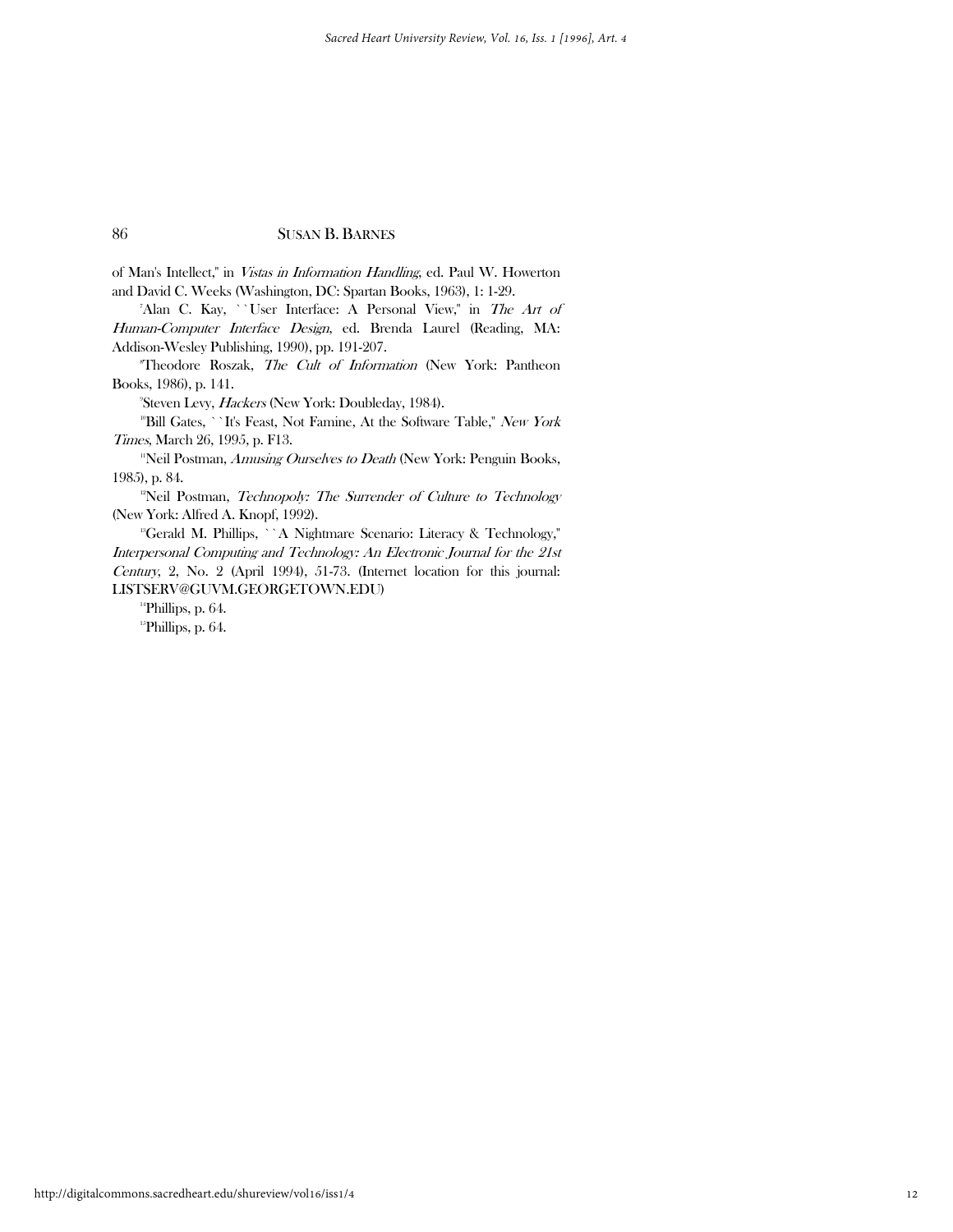of Man's Intellect," in *Vistas in Information Handling*, ed. Paul W. Howerton and David C. Weeks (Washington, DC: Spartan Books, 1963), 1: 1-29.

[7]Alan C. Kay, ``User Interface: A Personal View," in *The Art of Human-Computer Interface Design*, ed. Brenda Laurel (Reading, MA: Addison-Wesley Publishing, 1990), pp. 191-207.

[8]Theodore Roszak, *The Cult of Information* (New York: Pantheon Books, 1986), p. 141.

[9]Steven Levy, *Hackers* (New York: Doubleday, 1984).

[10]Bill Gates, ``It's Feast, Not Famine, At the Software Table," *New York Times*, March 26, 1995, p. F13.

[11]Neil Postman, *Amusing Ourselves to Death* (New York: Penguin Books, 1985), p. 84.

[12]Neil Postman, *Technopoly: The Surrender of Culture to Technology* (New York: Alfred A. Knopf, 1992).

[13]Gerald M. Phillips, ``A Nightmare Scenario: Literacy & Technology," *Interpersonal Computing and Technology: An Electronic Journal for the 21st Century*, 2, No. 2 (April 1994), 51-73. (Internet location for this journal: LISTSERV@GUVM.GEORGETOWN.EDU)

[14]Phillips, p. 64.

[15]Phillips, p. 64.